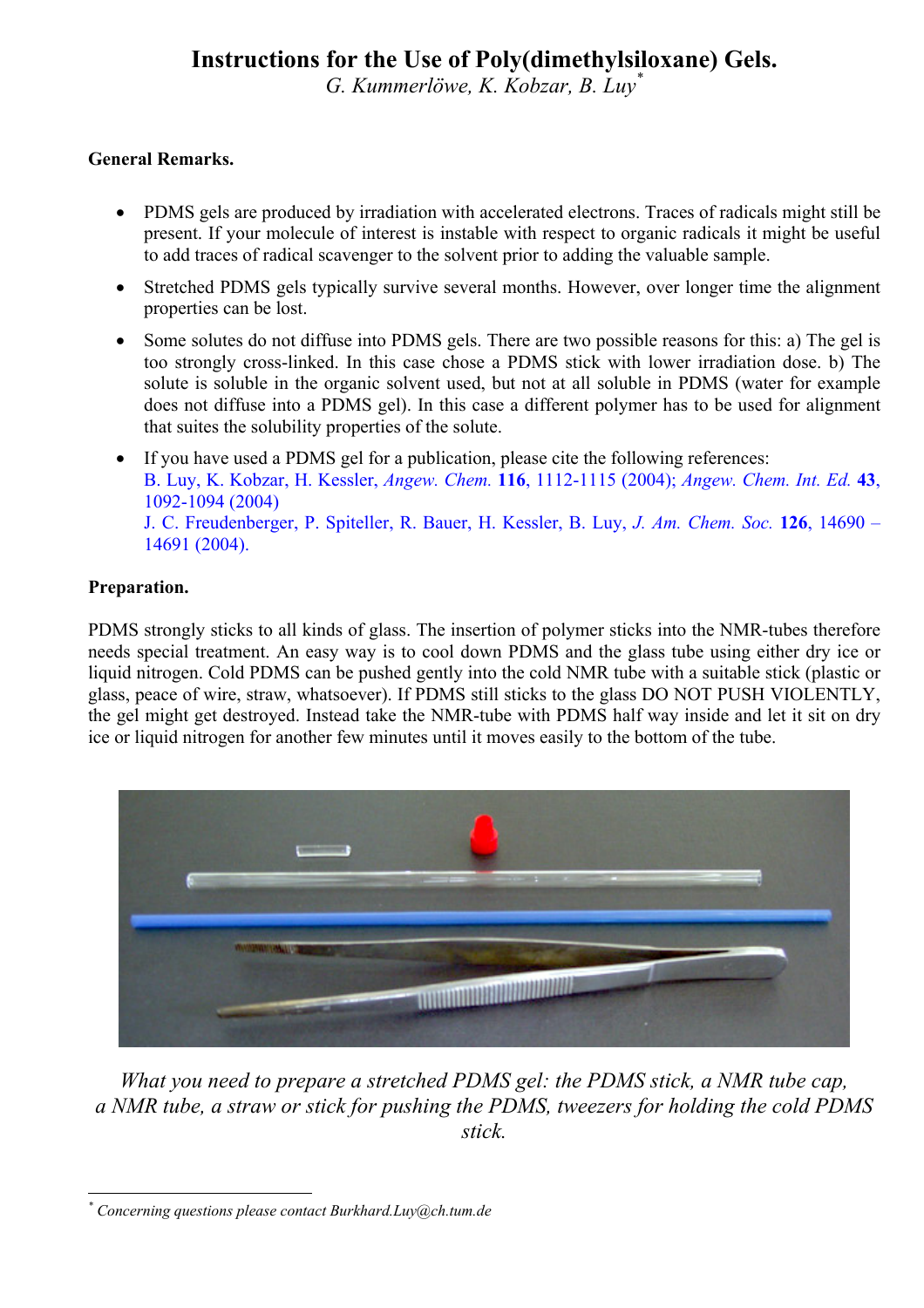# Instructions for the Use of Poly(dimethylsiloxane) Gels.

*G. Kummerlöwe, K. Kobzar, B. Luy*[*]

**General Remarks.**

- PDMS gels are produced by irradiation with accelerated electrons. Traces of radicals might still be present. If your molecule of interest is instable with respect to organic radicals it might be useful to add traces of radical scavenger to the solvent prior to adding the valuable sample.
- Stretched PDMS gels typically survive several months. However, over longer time the alignment properties can be lost.
- Some solutes do not diffuse into PDMS gels. There are two possible reasons for this: a) The gel is too strongly cross-linked. In this case chose a PDMS stick with lower irradiation dose. b) The solute is soluble in the organic solvent used, but not at all soluble in PDMS (water for example does not diffuse into a PDMS gel). In this case a different polymer has to be used for alignment that suites the solubility properties of the solute.
- If you have used a PDMS gel for a publication, please cite the following references:
  B. Luy, K. Kobzar, H. Kessler, *Angew. Chem.* **116**, 1112-1115 (2004); *Angew. Chem. Int. Ed.* **43**, 1092-1094 (2004)
  J. C. Freudenberger, P. Spiteller, R. Bauer, H. Kessler, B. Luy, *J. Am. Chem. Soc.* **126**, 14690 – 14691 (2004).

**Preparation.**

PDMS strongly sticks to all kinds of glass. The insertion of polymer sticks into the NMR-tubes therefore needs special treatment. An easy way is to cool down PDMS and the glass tube using either dry ice or liquid nitrogen. Cold PDMS can be pushed gently into the cold NMR tube with a suitable stick (plastic or glass, peace of wire, straw, whatsoever). If PDMS still sticks to the glass DO NOT PUSH VIOLENTLY, the gel might get destroyed. Instead take the NMR-tube with PDMS half way inside and let it sit on dry ice or liquid nitrogen for another few minutes until it moves easily to the bottom of the tube.

*What you need to prepare a stretched PDMS gel: the PDMS stick, a NMR tube cap, a NMR tube, a straw or stick for pushing the PDMS, tweezers for holding the cold PDMS stick.*

[*] *Concerning questions please contact Burkhard.Luy@ch.tum.de*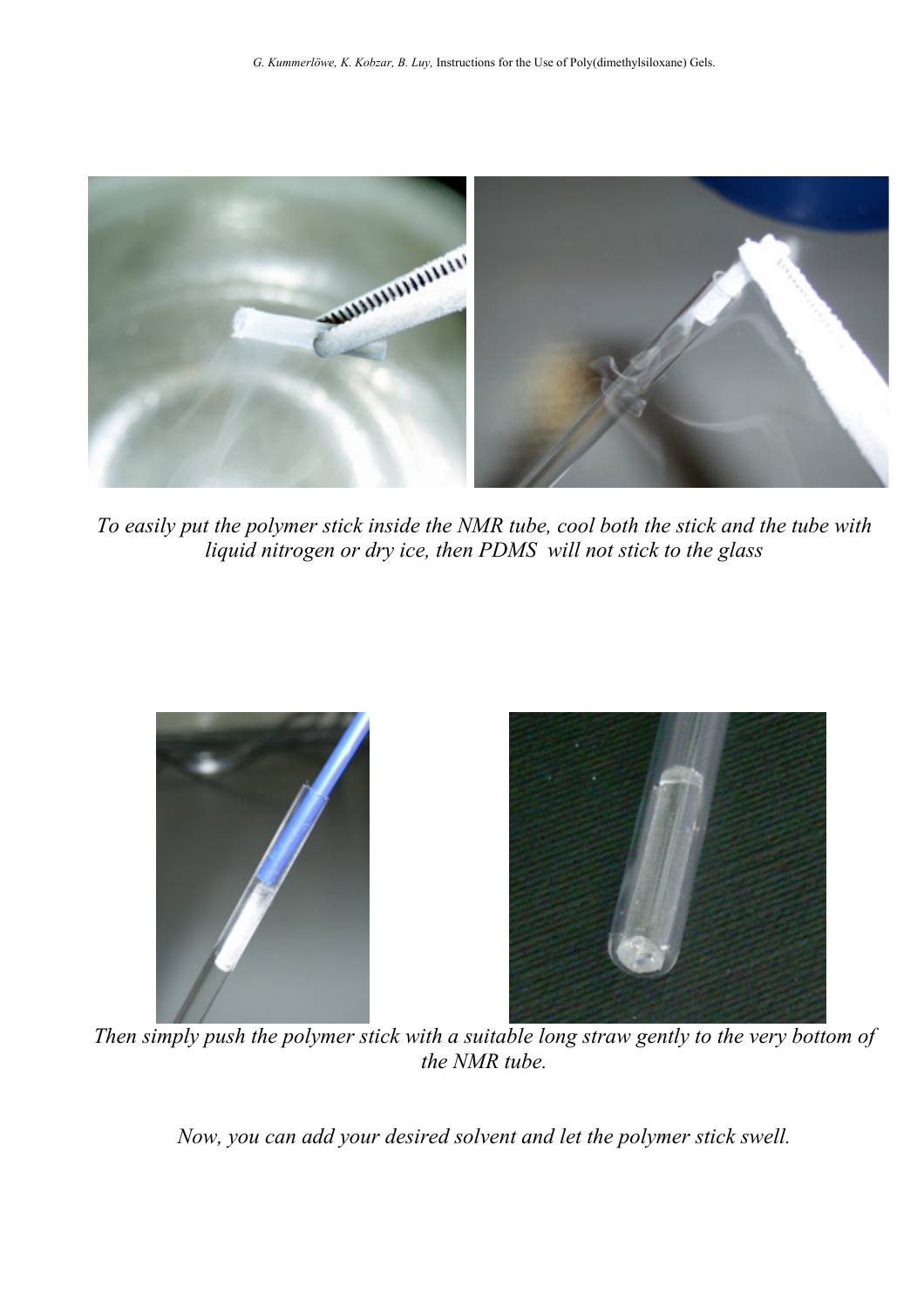*To easily put the polymer stick inside the NMR tube, cool both the stick and the tube with liquid nitrogen or dry ice, then PDMS will not stick to the glass*

*Then simply push the polymer stick with a suitable long straw gently to the very bottom of the NMR tube.*

*Now, you can add your desired solvent and let the polymer stick swell.*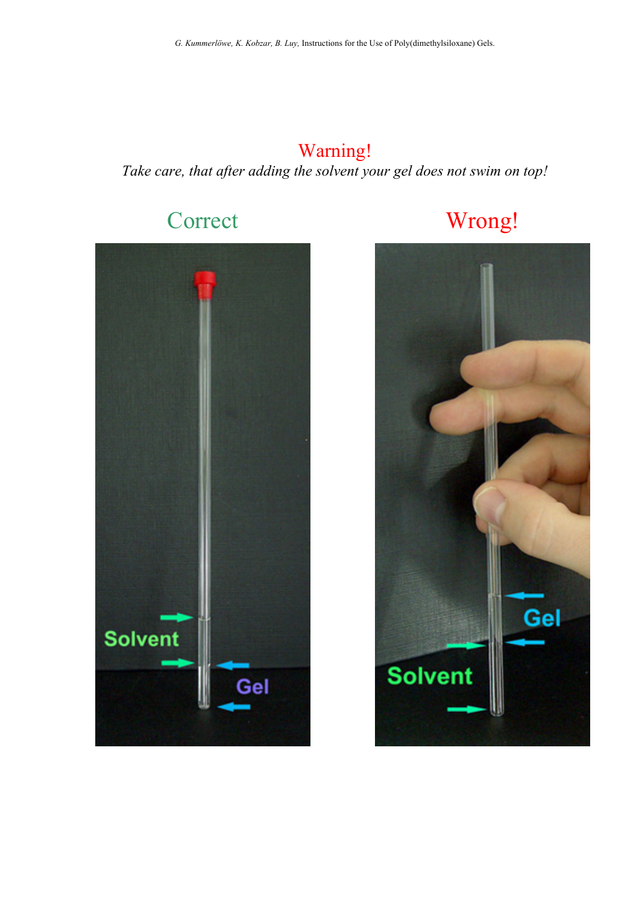# Warning!

*Take care, that after adding the solvent your gel does not swim on top!*

## Correct

## Wrong!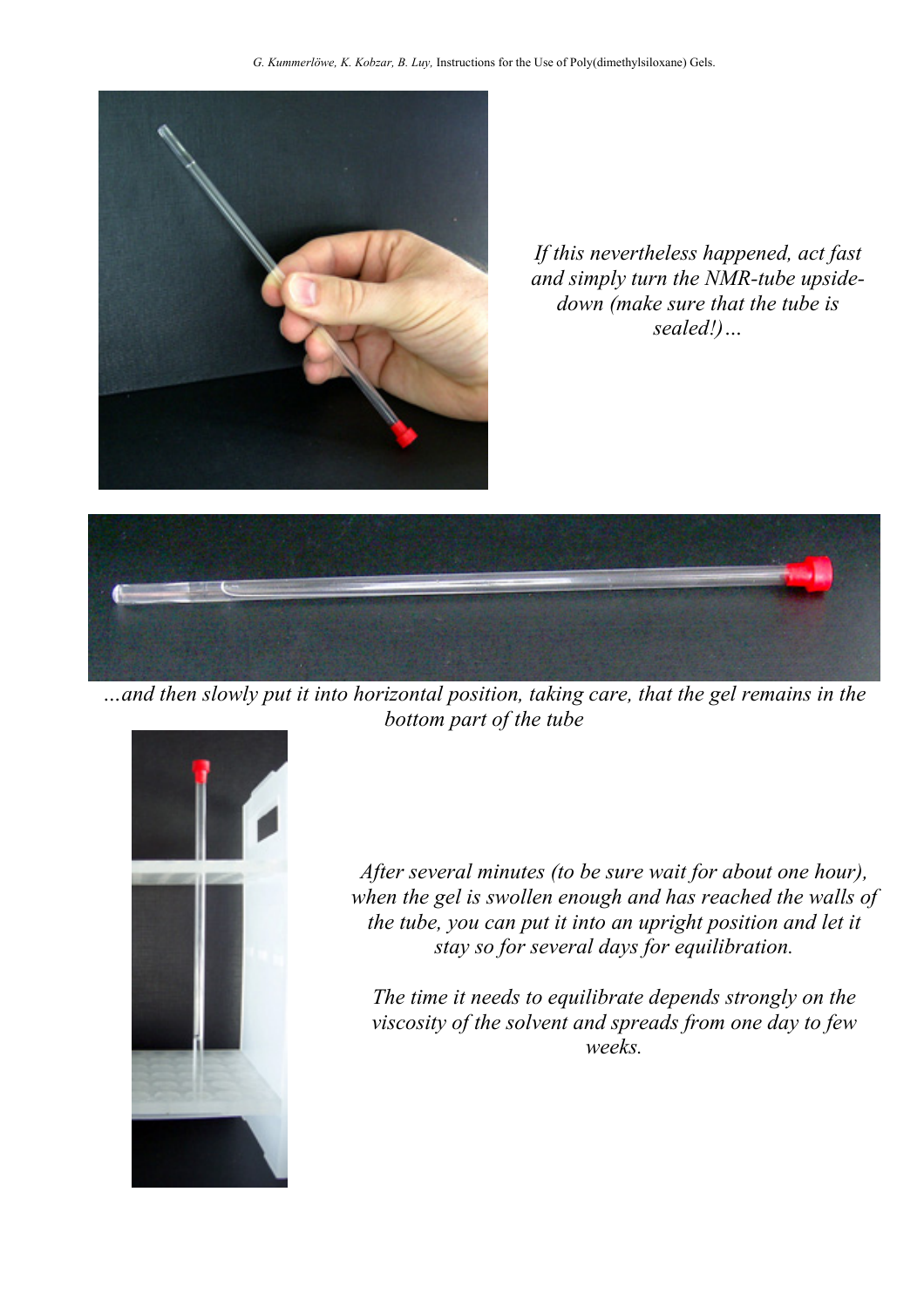*If this nevertheless happened, act fast and simply turn the NMR-tube upside-down (make sure that the tube is sealed!)…*

*…and then slowly put it into horizontal position, taking care, that the gel remains in the bottom part of the tube*

*After several minutes (to be sure wait for about one hour), when the gel is swollen enough and has reached the walls of the tube, you can put it into an upright position and let it stay so for several days for equilibration.*

*The time it needs to equilibrate depends strongly on the viscosity of the solvent and spreads from one day to few weeks.*